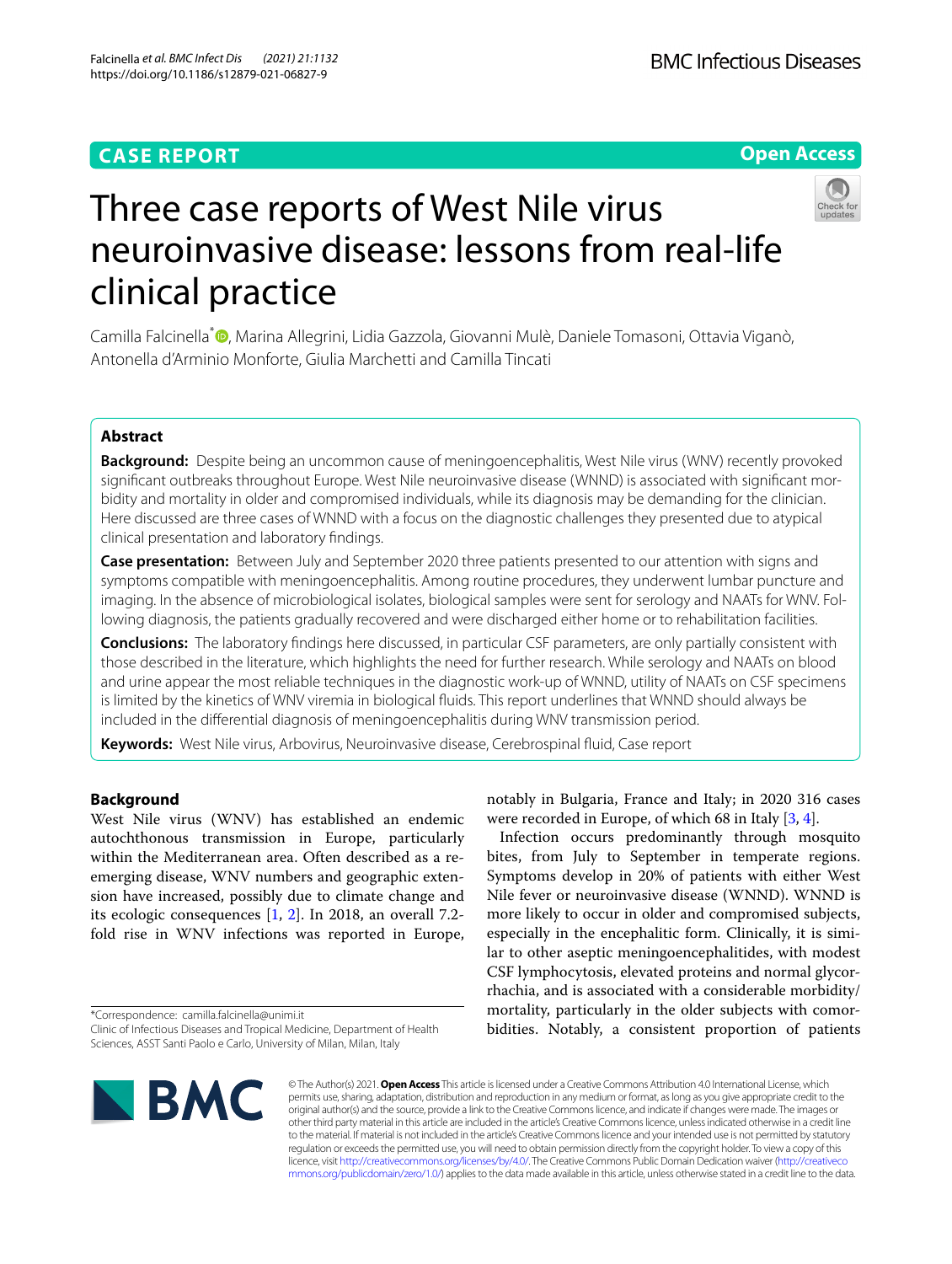**CASE REPORT** **Open Access**

# Three case reports of West Nile virus neuroinvasive disease: lessons from real-life clinical practice

Camilla Falcinella*, Marina Allegrini, Lidia Gazzola, Giovanni Mulè, Daniele Tomasoni, Ottavia Viganò, Antonella d'Arminio Monforte, Giulia Marchetti and Camilla Tincati

## Abstract

**Background:** Despite being an uncommon cause of meningoencephalitis, West Nile virus (WNV) recently provoked significant outbreaks throughout Europe. West Nile neuroinvasive disease (WNND) is associated with significant morbidity and mortality in older and compromised individuals, while its diagnosis may be demanding for the clinician. Here discussed are three cases of WNND with a focus on the diagnostic challenges they presented due to atypical clinical presentation and laboratory findings.

**Case presentation:** Between July and September 2020 three patients presented to our attention with signs and symptoms compatible with meningoencephalitis. Among routine procedures, they underwent lumbar puncture and imaging. In the absence of microbiological isolates, biological samples were sent for serology and NAATs for WNV. Following diagnosis, the patients gradually recovered and were discharged either home or to rehabilitation facilities.

**Conclusions:** The laboratory findings here discussed, in particular CSF parameters, are only partially consistent with those described in the literature, which highlights the need for further research. While serology and NAATs on blood and urine appear the most reliable techniques in the diagnostic work-up of WNND, utility of NAATs on CSF specimens is limited by the kinetics of WNV viremia in biological fluids. This report underlines that WNND should always be included in the differential diagnosis of meningoencephalitis during WNV transmission period.

**Keywords:** West Nile virus, Arbovirus, Neuroinvasive disease, Cerebrospinal fluid, Case report

## Background

West Nile virus (WNV) has established an endemic autochthonous transmission in Europe, particularly within the Mediterranean area. Often described as a re-emerging disease, WNV numbers and geographic extension have increased, possibly due to climate change and its ecologic consequences [1, 2]. In 2018, an overall 7.2-fold rise in WNV infections was reported in Europe, notably in Bulgaria, France and Italy; in 2020 316 cases were recorded in Europe, of which 68 in Italy [3, 4].

Infection occurs predominantly through mosquito bites, from July to September in temperate regions. Symptoms develop in 20% of patients with either West Nile fever or neuroinvasive disease (WNND). WNND is more likely to occur in older and compromised subjects, especially in the encephalitic form. Clinically, it is similar to other aseptic meningoencephalitides, with modest CSF lymphocytosis, elevated proteins and normal glycorrhachia, and is associated with a considerable morbidity/mortality, particularly in the older subjects with comorbidities. Notably, a consistent proportion of patients

*Correspondence: camilla.falcinella@unimi.it
Clinic of Infectious Diseases and Tropical Medicine, Department of Health Sciences, ASST Santi Paolo e Carlo, University of Milan, Milan, Italy

© The Author(s) 2021. **Open Access** This article is licensed under a Creative Commons Attribution 4.0 International License, which permits use, sharing, adaptation, distribution and reproduction in any medium or format, as long as you give appropriate credit to the original author(s) and the source, provide a link to the Creative Commons licence, and indicate if changes were made. The images or other third party material in this article are included in the article's Creative Commons licence, unless indicated otherwise in a credit line to the material. If material is not included in the article's Creative Commons licence and your intended use is not permitted by statutory regulation or exceeds the permitted use, you will need to obtain permission directly from the copyright holder. To view a copy of this licence, visit http://creativecommons.org/licenses/by/4.0/. The Creative Commons Public Domain Dedication waiver (http://creativecommons.org/publicdomain/zero/1.0/) applies to the data made available in this article, unless otherwise stated in a credit line to the data.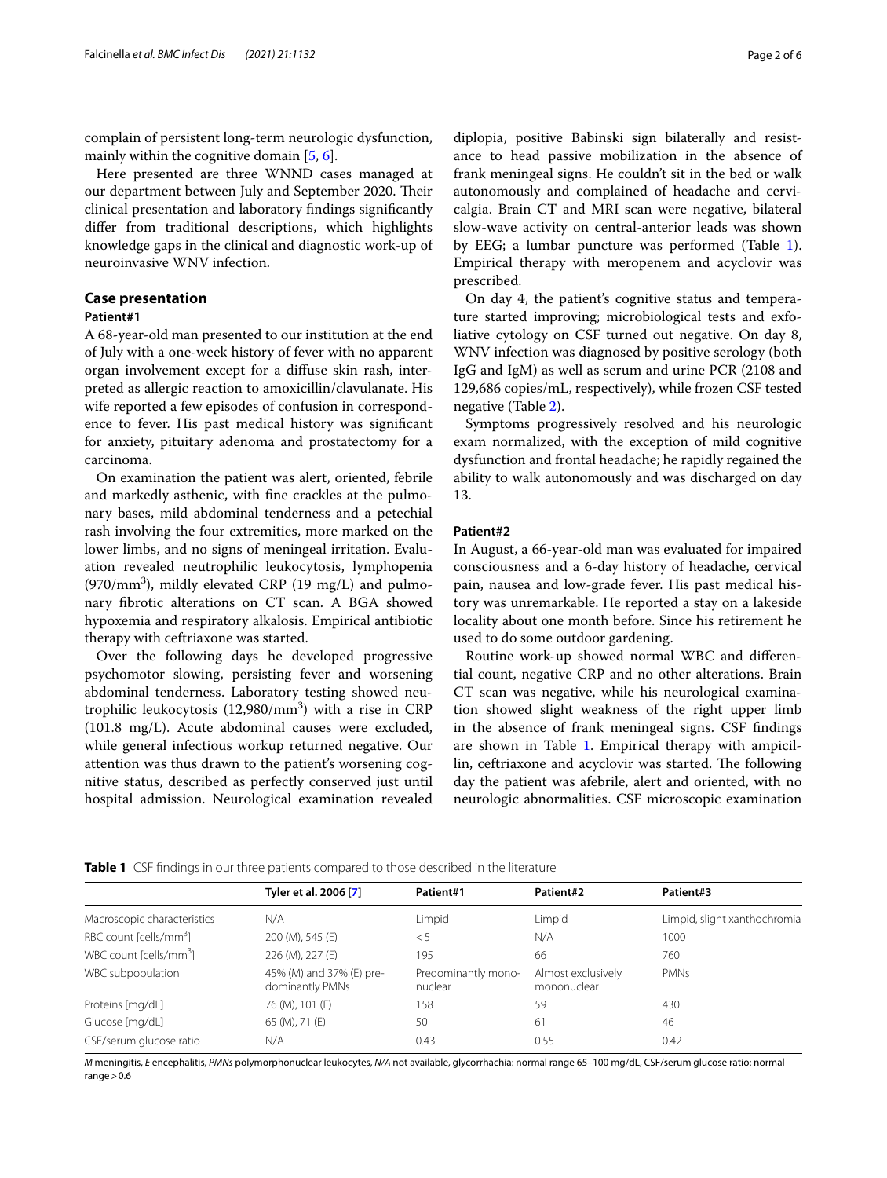complain of persistent long-term neurologic dysfunction, mainly within the cognitive domain [5, 6].

Here presented are three WNND cases managed at our department between July and September 2020. Their clinical presentation and laboratory findings significantly differ from traditional descriptions, which highlights knowledge gaps in the clinical and diagnostic work-up of neuroinvasive WNV infection.

## Case presentation

### Patient#1

A 68-year-old man presented to our institution at the end of July with a one-week history of fever with no apparent organ involvement except for a diffuse skin rash, interpreted as allergic reaction to amoxicillin/clavulanate. His wife reported a few episodes of confusion in correspondence to fever. His past medical history was significant for anxiety, pituitary adenoma and prostatectomy for a carcinoma.

On examination the patient was alert, oriented, febrile and markedly asthenic, with fine crackles at the pulmonary bases, mild abdominal tenderness and a petechial rash involving the four extremities, more marked on the lower limbs, and no signs of meningeal irritation. Evaluation revealed neutrophilic leukocytosis, lymphopenia ($970/mm^3$), mildly elevated CRP (19 mg/L) and pulmonary fibrotic alterations on CT scan. A BGA showed hypoxemia and respiratory alkalosis. Empirical antibiotic therapy with ceftriaxone was started.

Over the following days he developed progressive psychomotor slowing, persisting fever and worsening abdominal tenderness. Laboratory testing showed neutrophilic leukocytosis ($12{,}980/mm^3$) with a rise in CRP (101.8 mg/L). Acute abdominal causes were excluded, while general infectious workup returned negative. Our attention was thus drawn to the patient's worsening cognitive status, described as perfectly conserved just until hospital admission. Neurological examination revealed diplopia, positive Babinski sign bilaterally and resistance to head passive mobilization in the absence of frank meningeal signs. He couldn't sit in the bed or walk autonomously and complained of headache and cervicalgia. Brain CT and MRI scan were negative, bilateral slow-wave activity on central-anterior leads was shown by EEG; a lumbar puncture was performed (Table 1). Empirical therapy with meropenem and acyclovir was prescribed.

On day 4, the patient's cognitive status and temperature started improving; microbiological tests and exfoliative cytology on CSF turned out negative. On day 8, WNV infection was diagnosed by positive serology (both IgG and IgM) as well as serum and urine PCR (2108 and 129,686 copies/mL, respectively), while frozen CSF tested negative (Table 2).

Symptoms progressively resolved and his neurologic exam normalized, with the exception of mild cognitive dysfunction and frontal headache; he rapidly regained the ability to walk autonomously and was discharged on day 13.

### Patient#2

In August, a 66-year-old man was evaluated for impaired consciousness and a 6-day history of headache, cervical pain, nausea and low-grade fever. His past medical history was unremarkable. He reported a stay on a lakeside locality about one month before. Since his retirement he used to do some outdoor gardening.

Routine work-up showed normal WBC and differential count, negative CRP and no other alterations. Brain CT scan was negative, while his neurological examination showed slight weakness of the right upper limb in the absence of frank meningeal signs. CSF findings are shown in Table 1. Empirical therapy with ampicillin, ceftriaxone and acyclovir was started. The following day the patient was afebrile, alert and oriented, with no neurologic abnormalities. CSF microscopic examination

**Table 1** CSF findings in our three patients compared to those described in the literature

| | Tyler et al. 2006 [7] | Patient#1 | Patient#2 | Patient#3 |
|---|---|---|---|---|
| Macroscopic characteristics | N/A | Limpid | Limpid | Limpid, slight xanthochromia |
| RBC count [cells/$mm^3$] | 200 (M), 545 (E) | < 5 | N/A | 1000 |
| WBC count [cells/$mm^3$] | 226 (M), 227 (E) | 195 | 66 | 760 |
| WBC subpopulation | 45% (M) and 37% (E) predominantly PMNs | Predominantly mononuclear | Almost exclusively mononuclear | PMNs |
| Proteins [mg/dL] | 76 (M), 101 (E) | 158 | 59 | 430 |
| Glucose [mg/dL] | 65 (M), 71 (E) | 50 | 61 | 46 |
| CSF/serum glucose ratio | N/A | 0.43 | 0.55 | 0.42 |

*M* meningitis, *E* encephalitis, *PMNs* polymorphonuclear leukocytes, *N/A* not available, glycorrhachia: normal range 65–100 mg/dL, CSF/serum glucose ratio: normal range > 0.6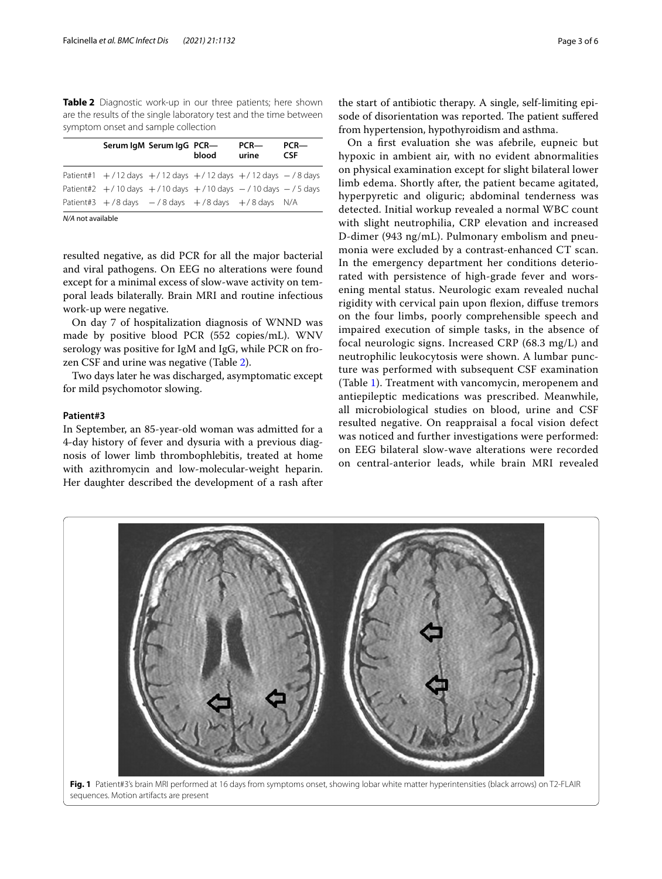**Table 2** Diagnostic work-up in our three patients; here shown are the results of the single laboratory test and the time between symptom onset and sample collection

| | Serum IgM | Serum IgG | PCR—blood | PCR—urine | PCR—CSF |
|---|---|---|---|---|---|
| Patient#1 | + / 12 days | + / 12 days | + / 12 days | + / 12 days | − / 8 days |
| Patient#2 | + / 10 days | + /10 days | + /10 days | − / 10 days | − / 5 days |
| Patient#3 | + / 8 days | − / 8 days | + / 8 days | + / 8 days | N/A |

*N/A* not available

resulted negative, as did PCR for all the major bacterial and viral pathogens. On EEG no alterations were found except for a minimal excess of slow-wave activity on temporal leads bilaterally. Brain MRI and routine infectious work-up were negative.

On day 7 of hospitalization diagnosis of WNND was made by positive blood PCR (552 copies/mL). WNV serology was positive for IgM and IgG, while PCR on frozen CSF and urine was negative (Table 2).

Two days later he was discharged, asymptomatic except for mild psychomotor slowing.

#### Patient#3

In September, an 85-year-old woman was admitted for a 4-day history of fever and dysuria with a previous diagnosis of lower limb thrombophlebitis, treated at home with azithromycin and low-molecular-weight heparin. Her daughter described the development of a rash after the start of antibiotic therapy. A single, self-limiting episode of disorientation was reported. The patient suffered from hypertension, hypothyroidism and asthma.

On a first evaluation she was afebrile, eupneic but hypoxic in ambient air, with no evident abnormalities on physical examination except for slight bilateral lower limb edema. Shortly after, the patient became agitated, hyperpyretic and oliguric; abdominal tenderness was detected. Initial workup revealed a normal WBC count with slight neutrophilia, CRP elevation and increased D-dimer (943 ng/mL). Pulmonary embolism and pneumonia were excluded by a contrast-enhanced CT scan. In the emergency department her conditions deteriorated with persistence of high-grade fever and worsening mental status. Neurologic exam revealed nuchal rigidity with cervical pain upon flexion, diffuse tremors on the four limbs, poorly comprehensible speech and impaired execution of simple tasks, in the absence of focal neurologic signs. Increased CRP (68.3 mg/L) and neutrophilic leukocytosis were shown. A lumbar puncture was performed with subsequent CSF examination (Table 1). Treatment with vancomycin, meropenem and antiepileptic medications was prescribed. Meanwhile, all microbiological studies on blood, urine and CSF resulted negative. On reappraisal a focal vision defect was noticed and further investigations were performed: on EEG bilateral slow-wave alterations were recorded on central-anterior leads, while brain MRI revealed

**Fig. 1** Patient#3's brain MRI performed at 16 days from symptoms onset, showing lobar white matter hyperintensities (black arrows) on T2-FLAIR sequences. Motion artifacts are present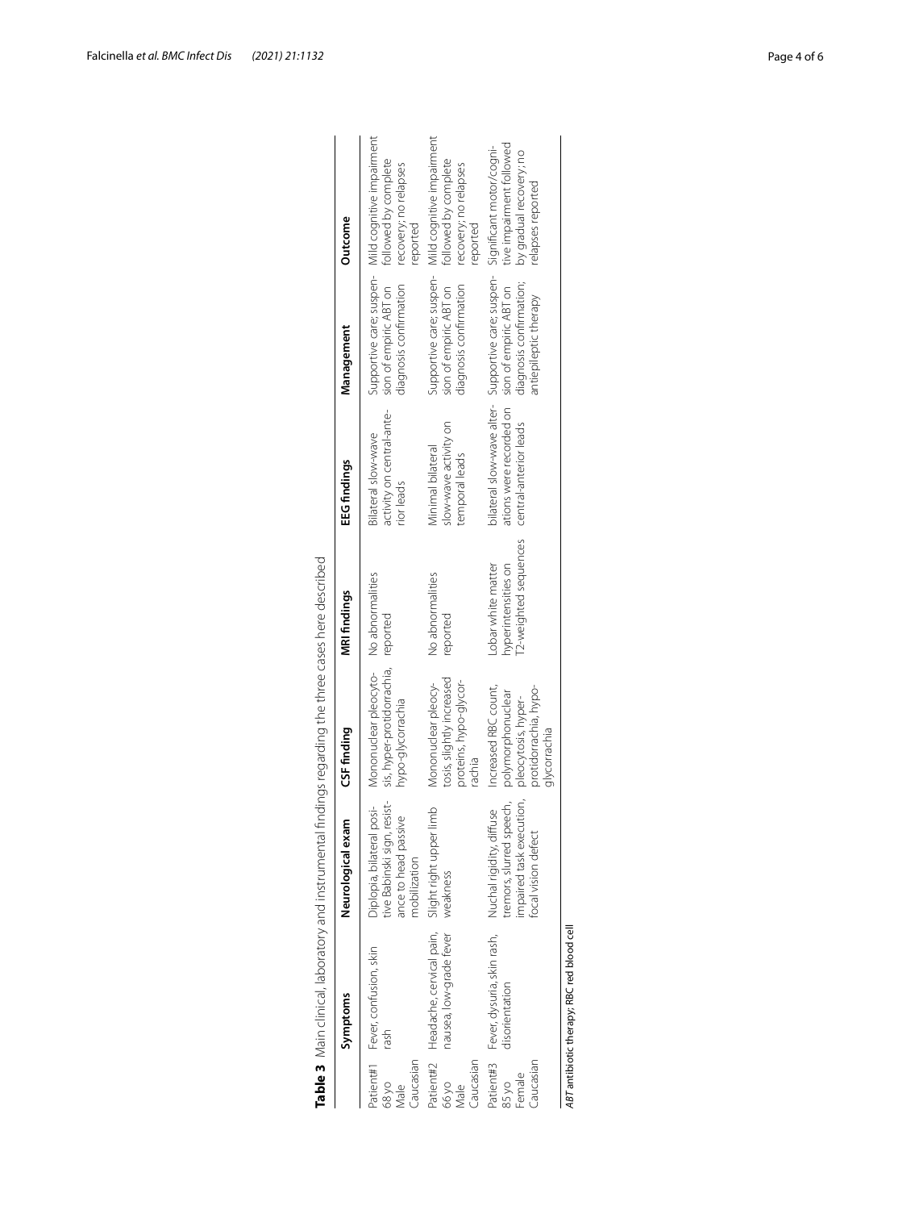**Table 3** Main clinical, laboratory and instrumental findings regarding the three cases here described

| | Symptoms | Neurological exam | CSF finding | MRI findings | EEG findings | Management | Outcome |
|---|---|---|---|---|---|---|---|
| Patient#1 68 yo Male Caucasian | Fever, confusion, skin rash | Diplopia, bilateral positive Babinski sign, resistance to head passive mobilization | Mononuclear pleocytosis, hyper-protidorrachia, hypo-glycorrachia | No abnormalities reported | Bilateral slow-wave activity on central-anterior leads | Supportive care; suspension of empiric ABT on diagnosis confirmation | Mild cognitive impairment followed by complete recovery; no relapses reported |
| Patient#2 66 yo Male Caucasian | Headache, cervical pain, nausea, low-grade fever | Slight right upper limb weakness | Mononuclear pleocytosis, slightly increased proteins, hypo-glycorrachia | No abnormalities reported | Minimal bilateral slow-wave activity on temporal leads | Supportive care; suspension of empiric ABT on diagnosis confirmation | Mild cognitive impairment followed by complete recovery; no relapses reported |
| Patient#3 85 yo Female Caucasian | Fever, dysuria, skin rash, disorientation | Nuchal rigidity, diffuse tremors, slurred speech, impaired task execution, focal vision defect | Increased RBC count, polymorphonuclear pleocytosis, hyper-protidorrachia, hypo-glycorrachia | Lobar white matter hyperintensities on T2-weighted sequences | bilateral slow-wave alterations were recorded on central-anterior leads | Supportive care; suspension of empiric ABT on diagnosis confirmation; antiepileptic therapy | Significant motor/cognitive impairment followed by gradual recovery; no relapses reported |

*ABT* antibiotic therapy; RBC red blood cell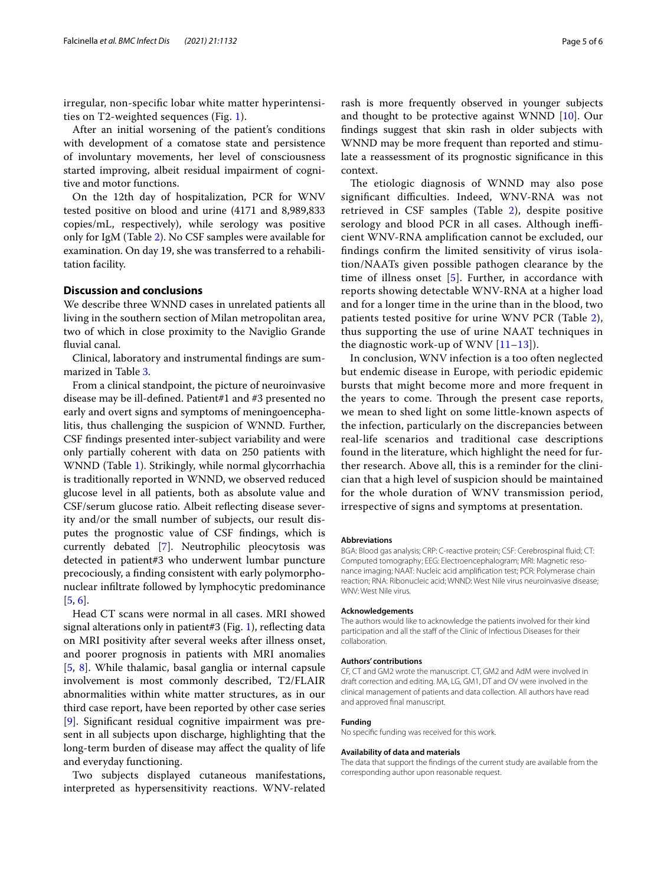irregular, non-specific lobar white matter hyperintensities on T2-weighted sequences (Fig. 1).

After an initial worsening of the patient's conditions with development of a comatose state and persistence of involuntary movements, her level of consciousness started improving, albeit residual impairment of cognitive and motor functions.

On the 12th day of hospitalization, PCR for WNV tested positive on blood and urine (4171 and 8,989,833 copies/mL, respectively), while serology was positive only for IgM (Table 2). No CSF samples were available for examination. On day 19, she was transferred to a rehabilitation facility.

## Discussion and conclusions

We describe three WNND cases in unrelated patients all living in the southern section of Milan metropolitan area, two of which in close proximity to the Naviglio Grande fluvial canal.

Clinical, laboratory and instrumental findings are summarized in Table 3.

From a clinical standpoint, the picture of neuroinvasive disease may be ill-defined. Patient#1 and #3 presented no early and overt signs and symptoms of meningoencephalitis, thus challenging the suspicion of WNND. Further, CSF findings presented inter-subject variability and were only partially coherent with data on 250 patients with WNND (Table 1). Strikingly, while normal glycorrhachia is traditionally reported in WNND, we observed reduced glucose level in all patients, both as absolute value and CSF/serum glucose ratio. Albeit reflecting disease severity and/or the small number of subjects, our result disputes the prognostic value of CSF findings, which is currently debated [7]. Neutrophilic pleocytosis was detected in patient#3 who underwent lumbar puncture precociously, a finding consistent with early polymorphonuclear infiltrate followed by lymphocytic predominance [5, 6].

Head CT scans were normal in all cases. MRI showed signal alterations only in patient#3 (Fig. 1), reflecting data on MRI positivity after several weeks after illness onset, and poorer prognosis in patients with MRI anomalies [5, 8]. While thalamic, basal ganglia or internal capsule involvement is most commonly described, T2/FLAIR abnormalities within white matter structures, as in our third case report, have been reported by other case series [9]. Significant residual cognitive impairment was present in all subjects upon discharge, highlighting that the long-term burden of disease may affect the quality of life and everyday functioning.

Two subjects displayed cutaneous manifestations, interpreted as hypersensitivity reactions. WNV-related rash is more frequently observed in younger subjects and thought to be protective against WNND [10]. Our findings suggest that skin rash in older subjects with WNND may be more frequent than reported and stimulate a reassessment of its prognostic significance in this context.

The etiologic diagnosis of WNND may also pose significant difficulties. Indeed, WNV-RNA was not retrieved in CSF samples (Table 2), despite positive serology and blood PCR in all cases. Although inefficient WNV-RNA amplification cannot be excluded, our findings confirm the limited sensitivity of virus isolation/NAATs given possible pathogen clearance by the time of illness onset [5]. Further, in accordance with reports showing detectable WNV-RNA at a higher load and for a longer time in the urine than in the blood, two patients tested positive for urine WNV PCR (Table 2), thus supporting the use of urine NAAT techniques in the diagnostic work-up of WNV [11–13]).

In conclusion, WNV infection is a too often neglected but endemic disease in Europe, with periodic epidemic bursts that might become more and more frequent in the years to come. Through the present case reports, we mean to shed light on some little-known aspects of the infection, particularly on the discrepancies between real-life scenarios and traditional case descriptions found in the literature, which highlight the need for further research. Above all, this is a reminder for the clinician that a high level of suspicion should be maintained for the whole duration of WNV transmission period, irrespective of signs and symptoms at presentation.

#### Abbreviations

BGA: Blood gas analysis; CRP: C-reactive protein; CSF: Cerebrospinal fluid; CT: Computed tomography; EEG: Electroencephalogram; MRI: Magnetic resonance imaging; NAAT: Nucleic acid amplification test; PCR: Polymerase chain reaction; RNA: Ribonucleic acid; WNND: West Nile virus neuroinvasive disease; WNV: West Nile virus.

#### Acknowledgements

The authors would like to acknowledge the patients involved for their kind participation and all the staff of the Clinic of Infectious Diseases for their collaboration.

#### Authors' contributions

CF, CT and GM2 wrote the manuscript. CT, GM2 and AdM were involved in draft correction and editing. MA, LG, GM1, DT and OV were involved in the clinical management of patients and data collection. All authors have read and approved final manuscript.

#### Funding

No specific funding was received for this work.

#### Availability of data and materials

The data that support the findings of the current study are available from the corresponding author upon reasonable request.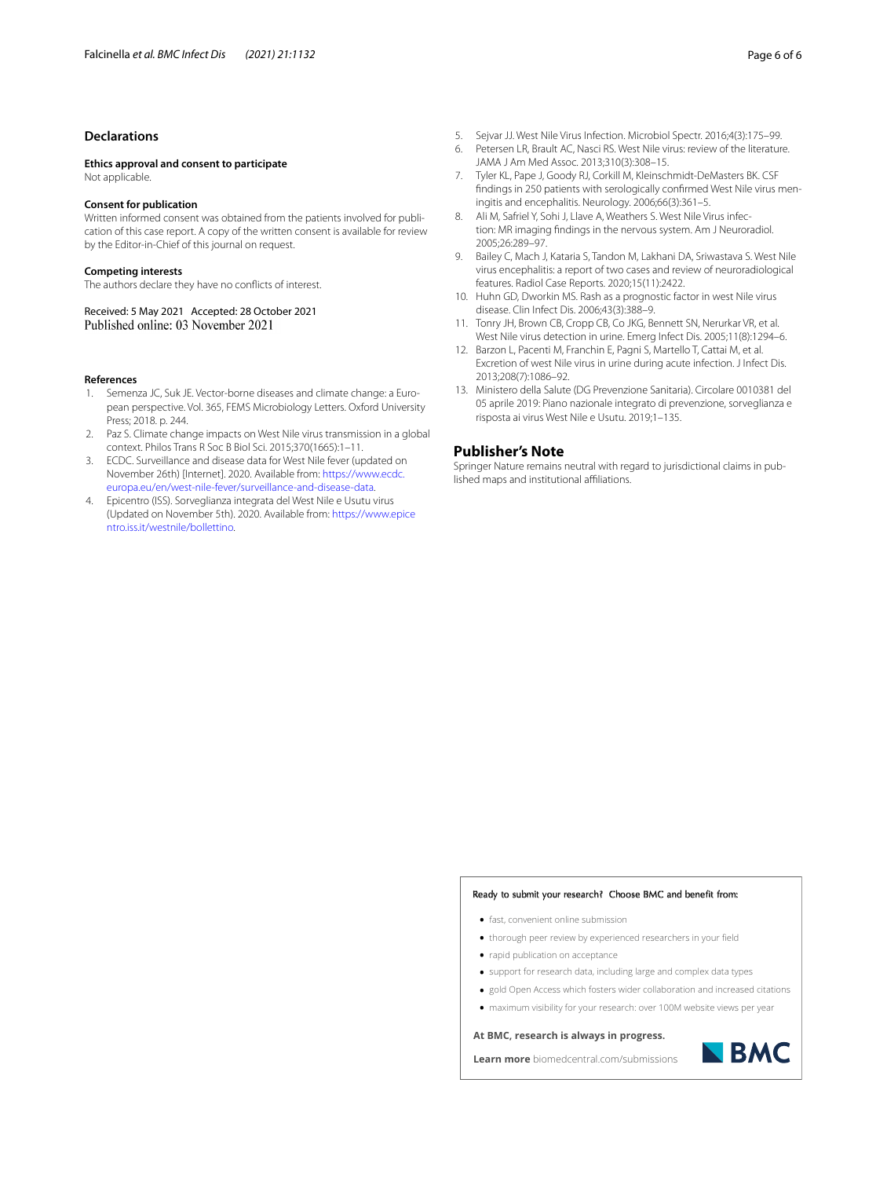## Declarations

### Ethics approval and consent to participate
Not applicable.

### Consent for publication
Written informed consent was obtained from the patients involved for publication of this case report. A copy of the written consent is available for review by the Editor-in-Chief of this journal on request.

### Competing interests
The authors declare they have no conflicts of interest.

Received: 5 May 2021 Accepted: 28 October 2021
Published online: 03 November 2021

## References

1. Semenza JC, Suk JE. Vector-borne diseases and climate change: a European perspective. Vol. 365, FEMS Microbiology Letters. Oxford University Press; 2018. p. 244.
2. Paz S. Climate change impacts on West Nile virus transmission in a global context. Philos Trans R Soc B Biol Sci. 2015;370(1665):1–11.
3. ECDC. Surveillance and disease data for West Nile fever (updated on November 26th) [Internet]. 2020. Available from: https://www.ecdc.europa.eu/en/west-nile-fever/surveillance-and-disease-data.
4. Epicentro (ISS). Sorveglianza integrata del West Nile e Usutu virus (Updated on November 5th). 2020. Available from: https://www.epicentro.iss.it/westnile/bollettino.
5. Sejvar JJ. West Nile Virus Infection. Microbiol Spectr. 2016;4(3):175–99.
6. Petersen LR, Brault AC, Nasci RS. West Nile virus: review of the literature. JAMA J Am Med Assoc. 2013;310(3):308–15.
7. Tyler KL, Pape J, Goody RJ, Corkill M, Kleinschmidt-DeMasters BK. CSF findings in 250 patients with serologically confirmed West Nile virus meningitis and encephalitis. Neurology. 2006;66(3):361–5.
8. Ali M, Safriel Y, Sohi J, Llave A, Weathers S. West Nile Virus infection: MR imaging findings in the nervous system. Am J Neuroradiol. 2005;26:289–97.
9. Bailey C, Mach J, Kataria S, Tandon M, Lakhani DA, Sriwastava S. West Nile virus encephalitis: a report of two cases and review of neuroradiological features. Radiol Case Reports. 2020;15(11):2422.
10. Huhn GD, Dworkin MS. Rash as a prognostic factor in west Nile virus disease. Clin Infect Dis. 2006;43(3):388–9.
11. Tonry JH, Brown CB, Cropp CB, Co JKG, Bennett SN, Nerurkar VR, et al. West Nile virus detection in urine. Emerg Infect Dis. 2005;11(8):1294–6.
12. Barzon L, Pacenti M, Franchin E, Pagni S, Martello T, Cattai M, et al. Excretion of west Nile virus in urine during acute infection. J Infect Dis. 2013;208(7):1086–92.
13. Ministero della Salute (DG Prevenzione Sanitaria). Circolare 0010381 del 05 aprile 2019: Piano nazionale integrato di prevenzione, sorveglianza e risposta ai virus West Nile e Usutu. 2019;1–135.

## Publisher's Note

Springer Nature remains neutral with regard to jurisdictional claims in published maps and institutional affiliations.

Ready to submit your research? Choose BMC and benefit from:

- fast, convenient online submission
- thorough peer review by experienced researchers in your field
- rapid publication on acceptance
- support for research data, including large and complex data types
- gold Open Access which fosters wider collaboration and increased citations
- maximum visibility for your research: over 100M website views per year

**At BMC, research is always in progress.**

**Learn more** biomedcentral.com/submissions

BMC